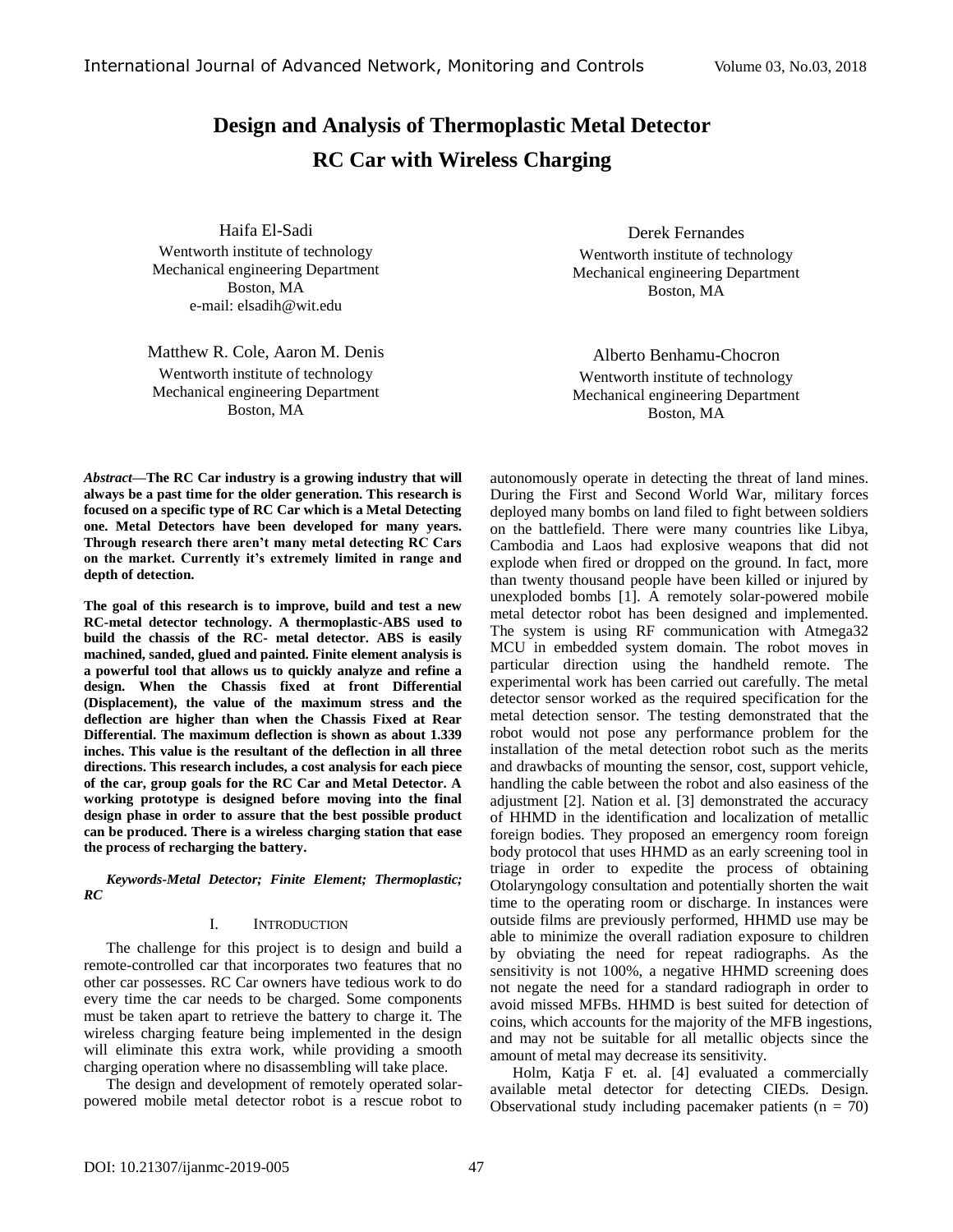# Design and Analysis of Thermoplastic Metal Detector RC Car with Wireless Charging

Haifa El-Sadi
Wentworth institute of technology
Mechanical engineering Department
Boston, MA
e-mail: elsadih@wit.edu

Derek Fernandes
Wentworth institute of technology
Mechanical engineering Department
Boston, MA

Matthew R. Cole, Aaron M. Denis
Wentworth institute of technology
Mechanical engineering Department
Boston, MA

Alberto Benhamu-Chocron
Wentworth institute of technology
Mechanical engineering Department
Boston, MA

***Abstract*—The RC Car industry is a growing industry that will always be a past time for the older generation. This research is focused on a specific type of RC Car which is a Metal Detecting one. Metal Detectors have been developed for many years. Through research there aren't many metal detecting RC Cars on the market. Currently it's extremely limited in range and depth of detection.**

**The goal of this research is to improve, build and test a new RC-metal detector technology. A thermoplastic-ABS used to build the chassis of the RC- metal detector. ABS is easily machined, sanded, glued and painted. Finite element analysis is a powerful tool that allows us to quickly analyze and refine a design. When the Chassis fixed at front Differential (Displacement), the value of the maximum stress and the deflection are higher than when the Chassis Fixed at Rear Differential. The maximum deflection is shown as about 1.339 inches. This value is the resultant of the deflection in all three directions. This research includes, a cost analysis for each piece of the car, group goals for the RC Car and Metal Detector. A working prototype is designed before moving into the final design phase in order to assure that the best possible product can be produced. There is a wireless charging station that ease the process of recharging the battery.**

***Keywords-Metal Detector; Finite Element; Thermoplastic; RC***

## I. Introduction

The challenge for this project is to design and build a remote-controlled car that incorporates two features that no other car possesses. RC Car owners have tedious work to do every time the car needs to be charged. Some components must be taken apart to retrieve the battery to charge it. The wireless charging feature being implemented in the design will eliminate this extra work, while providing a smooth charging operation where no disassembling will take place.

The design and development of remotely operated solar-powered mobile metal detector robot is a rescue robot to autonomously operate in detecting the threat of land mines. During the First and Second World War, military forces deployed many bombs on land filed to fight between soldiers on the battlefield. There were many countries like Libya, Cambodia and Laos had explosive weapons that did not explode when fired or dropped on the ground. In fact, more than twenty thousand people have been killed or injured by unexploded bombs [1]. A remotely solar-powered mobile metal detector robot has been designed and implemented. The system is using RF communication with Atmega32 MCU in embedded system domain. The robot moves in particular direction using the handheld remote. The experimental work has been carried out carefully. The metal detector sensor worked as the required specification for the metal detection sensor. The testing demonstrated that the robot would not pose any performance problem for the installation of the metal detection robot such as the merits and drawbacks of mounting the sensor, cost, support vehicle, handling the cable between the robot and also easiness of the adjustment [2]. Nation et al. [3] demonstrated the accuracy of HHMD in the identification and localization of metallic foreign bodies. They proposed an emergency room foreign body protocol that uses HHMD as an early screening tool in triage in order to expedite the process of obtaining Otolaryngology consultation and potentially shorten the wait time to the operating room or discharge. In instances were outside films are previously performed, HHMD use may be able to minimize the overall radiation exposure to children by obviating the need for repeat radiographs. As the sensitivity is not 100%, a negative HHMD screening does not negate the need for a standard radiograph in order to avoid missed MFBs. HHMD is best suited for detection of coins, which accounts for the majority of the MFB ingestions, and may not be suitable for all metallic objects since the amount of metal may decrease its sensitivity.

Holm, Katja F et. al. [4] evaluated a commercially available metal detector for detecting CIEDs. Design. Observational study including pacemaker patients (n = 70)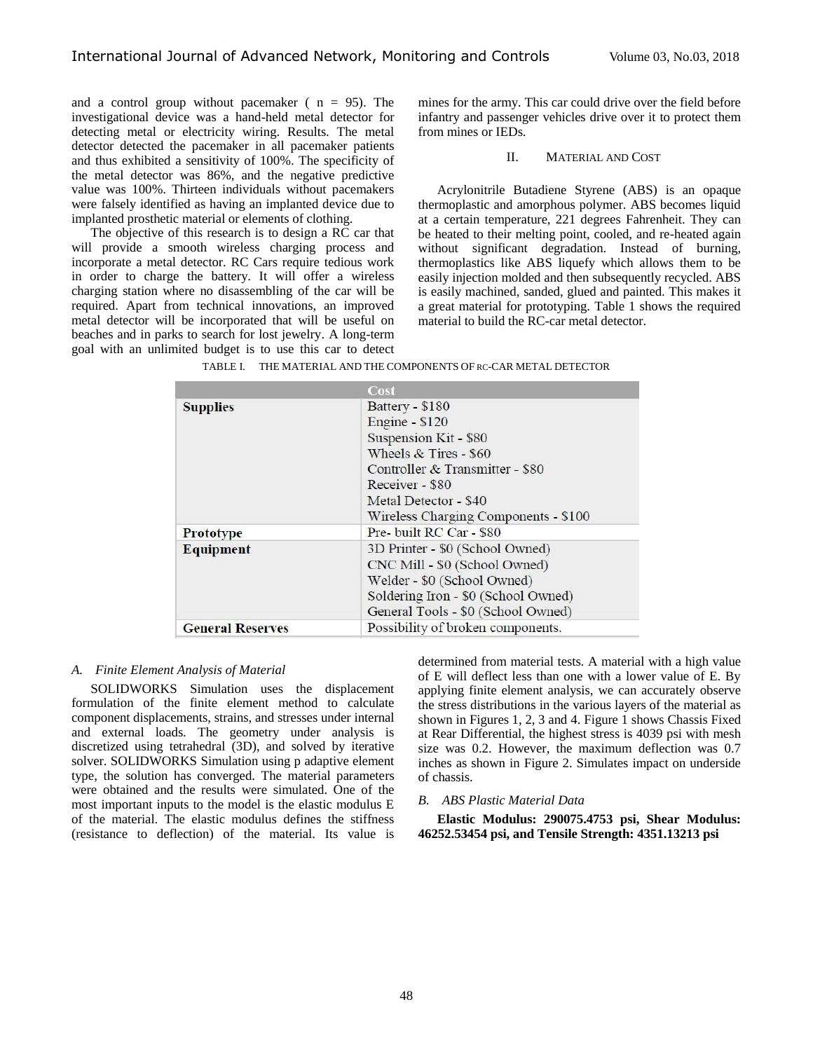and a control group without pacemaker ( n = 95). The investigational device was a hand-held metal detector for detecting metal or electricity wiring. Results. The metal detector detected the pacemaker in all pacemaker patients and thus exhibited a sensitivity of 100%. The specificity of the metal detector was 86%, and the negative predictive value was 100%. Thirteen individuals without pacemakers were falsely identified as having an implanted device due to implanted prosthetic material or elements of clothing.

The objective of this research is to design a RC car that will provide a smooth wireless charging process and incorporate a metal detector. RC Cars require tedious work in order to charge the battery. It will offer a wireless charging station where no disassembling of the car will be required. Apart from technical innovations, an improved metal detector will be incorporated that will be useful on beaches and in parks to search for lost jewelry. A long-term goal with an unlimited budget is to use this car to detect mines for the army. This car could drive over the field before infantry and passenger vehicles drive over it to protect them from mines or IEDs.

## II. Material and Cost

Acrylonitrile Butadiene Styrene (ABS) is an opaque thermoplastic and amorphous polymer. ABS becomes liquid at a certain temperature, 221 degrees Fahrenheit. They can be heated to their melting point, cooled, and re-heated again without significant degradation. Instead of burning, thermoplastics like ABS liquefy which allows them to be easily injection molded and then subsequently recycled. ABS is easily machined, sanded, glued and painted. This makes it a great material for prototyping. Table 1 shows the required material to build the RC-car metal detector.

TABLE I. THE MATERIAL AND THE COMPONENTS OF RC-CAR METAL DETECTOR

| | Cost |
|---|---|
| **Supplies** | Battery - $180<br>Engine - $120<br>Suspension Kit - $80<br>Wheels & Tires - $60<br>Controller & Transmitter - $80<br>Receiver - $80<br>Metal Detector - $40<br>Wireless Charging Components - $100 |
| **Prototype** | Pre- built RC Car - $80 |
| **Equipment** | 3D Printer - $0 (School Owned)<br>CNC Mill - $0 (School Owned)<br>Welder - $0 (School Owned)<br>Soldering Iron - $0 (School Owned)<br>General Tools - $0 (School Owned) |
| **General Reserves** | Possibility of broken components. |

### *A. Finite Element Analysis of Material*

SOLIDWORKS Simulation uses the displacement formulation of the finite element method to calculate component displacements, strains, and stresses under internal and external loads. The geometry under analysis is discretized using tetrahedral (3D), and solved by iterative solver. SOLIDWORKS Simulation using p adaptive element type, the solution has converged. The material parameters were obtained and the results were simulated. One of the most important inputs to the model is the elastic modulus E of the material. The elastic modulus defines the stiffness (resistance to deflection) of the material. Its value is determined from material tests. A material with a high value of E will deflect less than one with a lower value of E. By applying finite element analysis, we can accurately observe the stress distributions in the various layers of the material as shown in Figures 1, 2, 3 and 4. Figure 1 shows Chassis Fixed at Rear Differential, the highest stress is 4039 psi with mesh size was 0.2. However, the maximum deflection was 0.7 inches as shown in Figure 2. Simulates impact on underside of chassis.

### *B. ABS Plastic Material Data*

**Elastic Modulus: 290075.4753 psi, Shear Modulus: 46252.53454 psi, and Tensile Strength: 4351.13213 psi**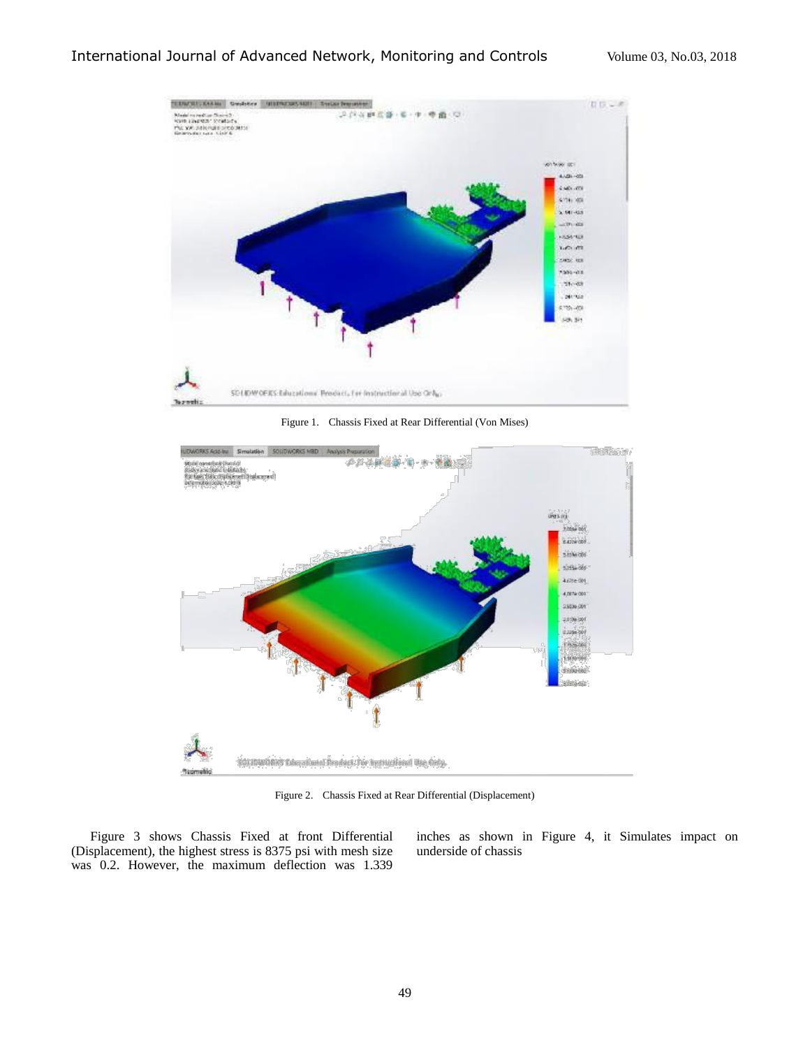Figure 1. Chassis Fixed at Rear Differential (Von Mises)

Figure 2. Chassis Fixed at Rear Differential (Displacement)

Figure 3 shows Chassis Fixed at front Differential (Displacement), the highest stress is 8375 psi with mesh size was 0.2. However, the maximum deflection was 1.339 inches as shown in Figure 4, it Simulates impact on underside of chassis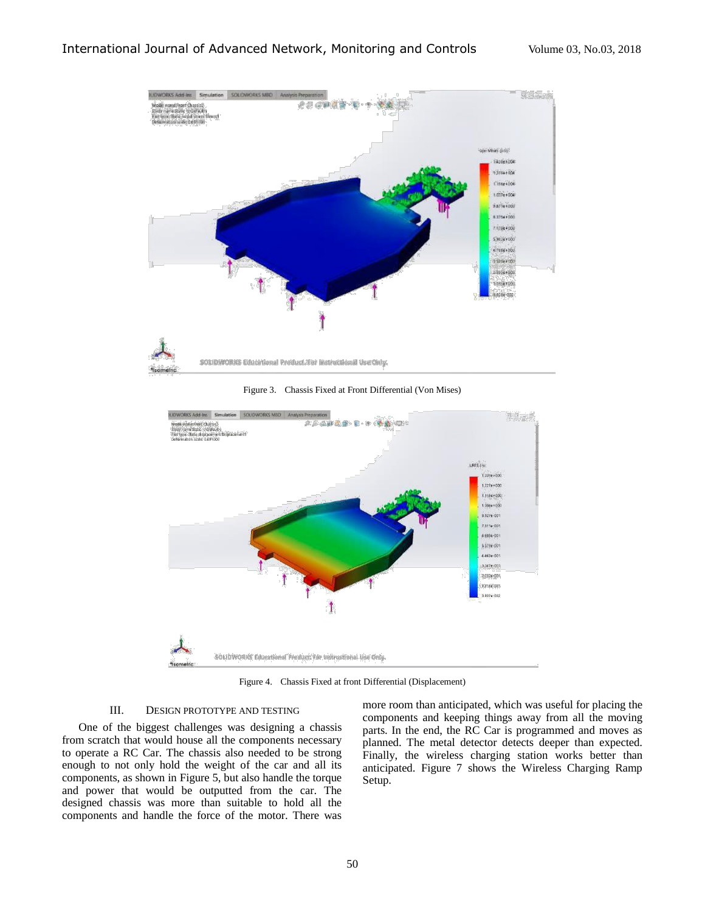Figure 3. Chassis Fixed at Front Differential (Von Mises)

Figure 4. Chassis Fixed at front Differential (Displacement)

## III. DESIGN PROTOTYPE AND TESTING

One of the biggest challenges was designing a chassis from scratch that would house all the components necessary to operate a RC Car. The chassis also needed to be strong enough to not only hold the weight of the car and all its components, as shown in Figure 5, but also handle the torque and power that would be outputted from the car. The designed chassis was more than suitable to hold all the components and handle the force of the motor. There was more room than anticipated, which was useful for placing the components and keeping things away from all the moving parts. In the end, the RC Car is programmed and moves as planned. The metal detector detects deeper than expected. Finally, the wireless charging station works better than anticipated. Figure 7 shows the Wireless Charging Ramp Setup.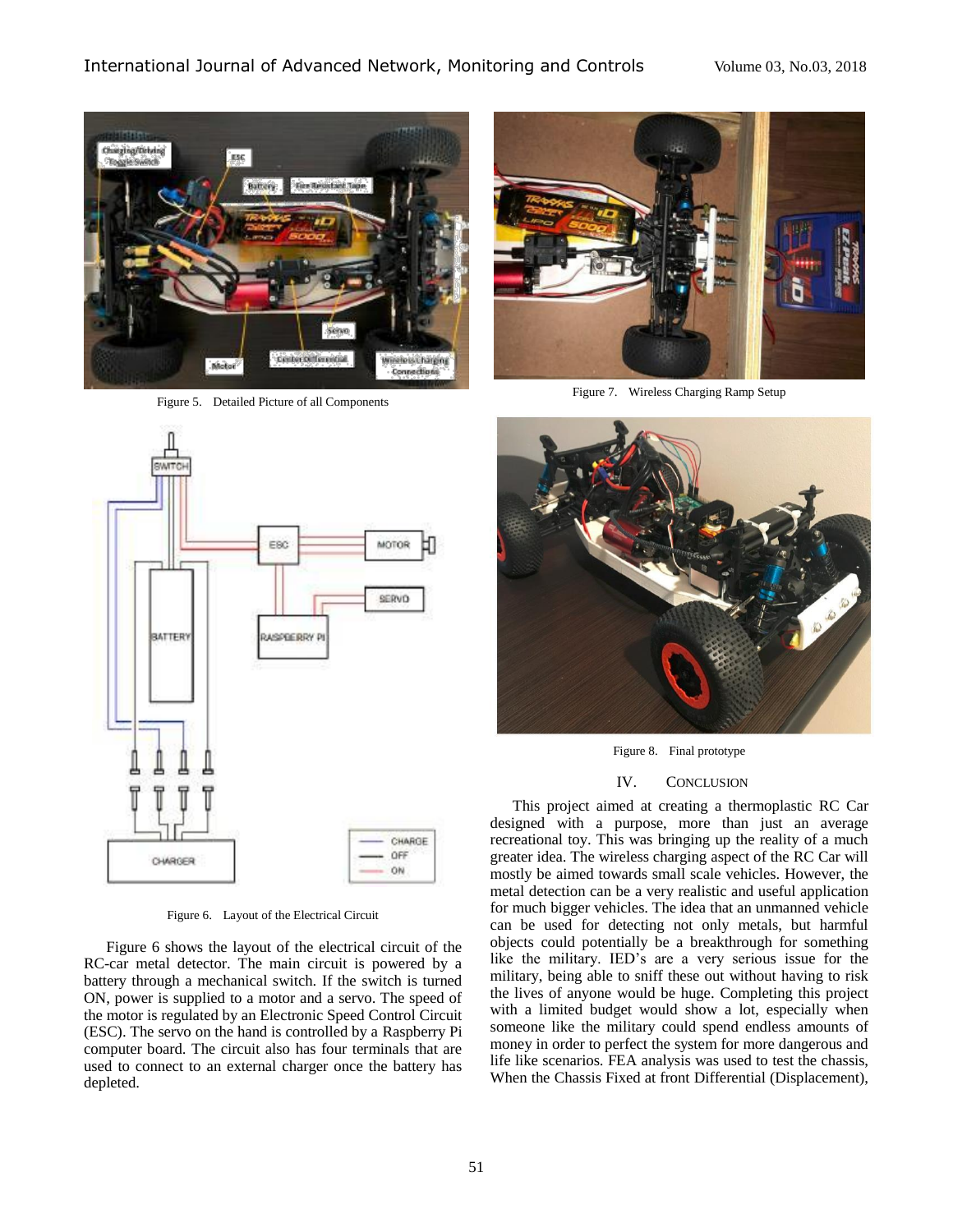Figure 5. Detailed Picture of all Components

Figure 6. Layout of the Electrical Circuit

Figure 6 shows the layout of the electrical circuit of the RC-car metal detector. The main circuit is powered by a battery through a mechanical switch. If the switch is turned ON, power is supplied to a motor and a servo. The speed of the motor is regulated by an Electronic Speed Control Circuit (ESC). The servo on the hand is controlled by a Raspberry Pi computer board. The circuit also has four terminals that are used to connect to an external charger once the battery has depleted.

Figure 7. Wireless Charging Ramp Setup

Figure 8. Final prototype

## IV. CONCLUSION

This project aimed at creating a thermoplastic RC Car designed with a purpose, more than just an average recreational toy. This was bringing up the reality of a much greater idea. The wireless charging aspect of the RC Car will mostly be aimed towards small scale vehicles. However, the metal detection can be a very realistic and useful application for much bigger vehicles. The idea that an unmanned vehicle can be used for detecting not only metals, but harmful objects could potentially be a breakthrough for something like the military. IED's are a very serious issue for the military, being able to sniff these out without having to risk the lives of anyone would be huge. Completing this project with a limited budget would show a lot, especially when someone like the military could spend endless amounts of money in order to perfect the system for more dangerous and life like scenarios. FEA analysis was used to test the chassis, When the Chassis Fixed at front Differential (Displacement),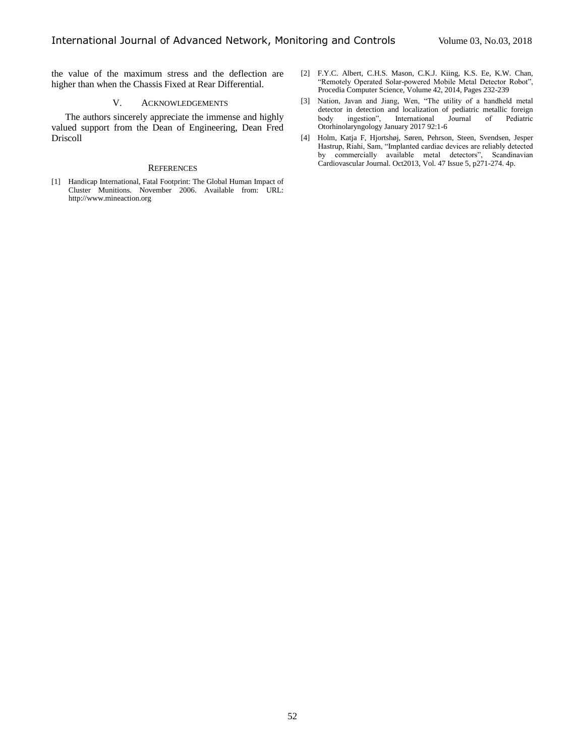the value of the maximum stress and the deflection are higher than when the Chassis Fixed at Rear Differential.

## V. ACKNOWLEDGEMENTS

The authors sincerely appreciate the immense and highly valued support from the Dean of Engineering, Dean Fred Driscoll

## REFERENCES

[1] Handicap International, Fatal Footprint: The Global Human Impact of Cluster Munitions. November 2006. Available from: URL: http://www.mineaction.org

[2] F.Y.C. Albert, C.H.S. Mason, C.K.J. Kiing, K.S. Ee, K.W. Chan, “Remotely Operated Solar-powered Mobile Metal Detector Robot”, Procedia Computer Science, Volume 42, 2014, Pages 232-239

[3] Nation, Javan and Jiang, Wen, “The utility of a handheld metal detector in detection and localization of pediatric metallic foreign body ingestion”, International Journal of Pediatric Otorhinolaryngology January 2017 92:1-6

[4] Holm, Katja F, Hjortshøj, Søren, Pehrson, Steen, Svendsen, Jesper Hastrup, Riahi, Sam, “Implanted cardiac devices are reliably detected by commercially available metal detectors”, Scandinavian Cardiovascular Journal. Oct2013, Vol. 47 Issue 5, p271-274. 4p.